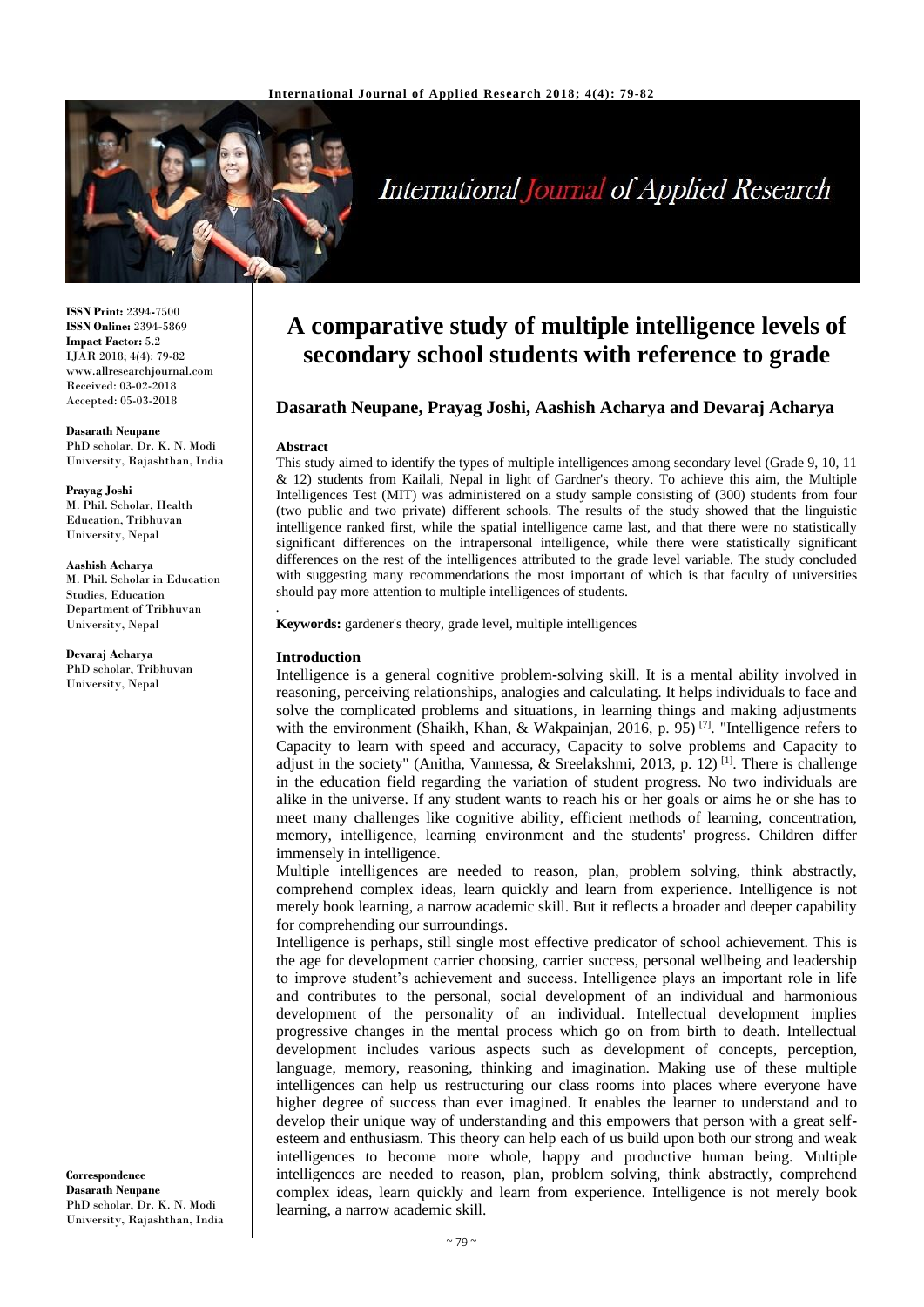**ISSN Print:** 2394-7500
**ISSN Online:** 2394-5869
**Impact Factor:** 5.2
IJAR 2018; 4(4): 79-82
www.allresearchjournal.com
Received: 03-02-2018
Accepted: 05-03-2018

**Dasarath Neupane**
PhD scholar, Dr. K. N. Modi University, Rajashthan, India

**Prayag Joshi**
M. Phil. Scholar, Health Education, Tribhuvan University, Nepal

**Aashish Acharya**
M. Phil. Scholar in Education Studies, Education Department of Tribhuvan University, Nepal

**Devaraj Acharya**
PhD scholar, Tribhuvan University, Nepal

**Correspondence**
**Dasarath Neupane**
PhD scholar, Dr. K. N. Modi University, Rajashthan, India

# A comparative study of multiple intelligence levels of secondary school students with reference to grade

**Dasarath Neupane, Prayag Joshi, Aashish Acharya and Devaraj Acharya**

## Abstract

This study aimed to identify the types of multiple intelligences among secondary level (Grade 9, 10, 11 & 12) students from Kailali, Nepal in light of Gardner's theory. To achieve this aim, the Multiple Intelligences Test (MIT) was administered on a study sample consisting of (300) students from four (two public and two private) different schools. The results of the study showed that the linguistic intelligence ranked first, while the spatial intelligence came last, and that there were no statistically significant differences on the intrapersonal intelligence, while there were statistically significant differences on the rest of the intelligences attributed to the grade level variable. The study concluded with suggesting many recommendations the most important of which is that faculty of universities should pay more attention to multiple intelligences of students.

**Keywords:** gardener's theory, grade level, multiple intelligences

## Introduction

Intelligence is a general cognitive problem-solving skill. It is a mental ability involved in reasoning, perceiving relationships, analogies and calculating. It helps individuals to face and solve the complicated problems and situations, in learning things and making adjustments with the environment (Shaikh, Khan, & Wakpainjan, 2016, p. 95) [7]. "Intelligence refers to Capacity to learn with speed and accuracy, Capacity to solve problems and Capacity to adjust in the society" (Anitha, Vannessa, & Sreelakshmi, 2013, p. 12) [1]. There is challenge in the education field regarding the variation of student progress. No two individuals are alike in the universe. If any student wants to reach his or her goals or aims he or she has to meet many challenges like cognitive ability, efficient methods of learning, concentration, memory, intelligence, learning environment and the students' progress. Children differ immensely in intelligence.

Multiple intelligences are needed to reason, plan, problem solving, think abstractly, comprehend complex ideas, learn quickly and learn from experience. Intelligence is not merely book learning, a narrow academic skill. But it reflects a broader and deeper capability for comprehending our surroundings.

Intelligence is perhaps, still single most effective predicator of school achievement. This is the age for development carrier choosing, carrier success, personal wellbeing and leadership to improve student's achievement and success. Intelligence plays an important role in life and contributes to the personal, social development of an individual and harmonious development of the personality of an individual. Intellectual development implies progressive changes in the mental process which go on from birth to death. Intellectual development includes various aspects such as development of concepts, perception, language, memory, reasoning, thinking and imagination. Making use of these multiple intelligences can help us restructuring our class rooms into places where everyone have higher degree of success than ever imagined. It enables the learner to understand and to develop their unique way of understanding and this empowers that person with a great self-esteem and enthusiasm. This theory can help each of us build upon both our strong and weak intelligences to become more whole, happy and productive human being. Multiple intelligences are needed to reason, plan, problem solving, think abstractly, comprehend complex ideas, learn quickly and learn from experience. Intelligence is not merely book learning, a narrow academic skill.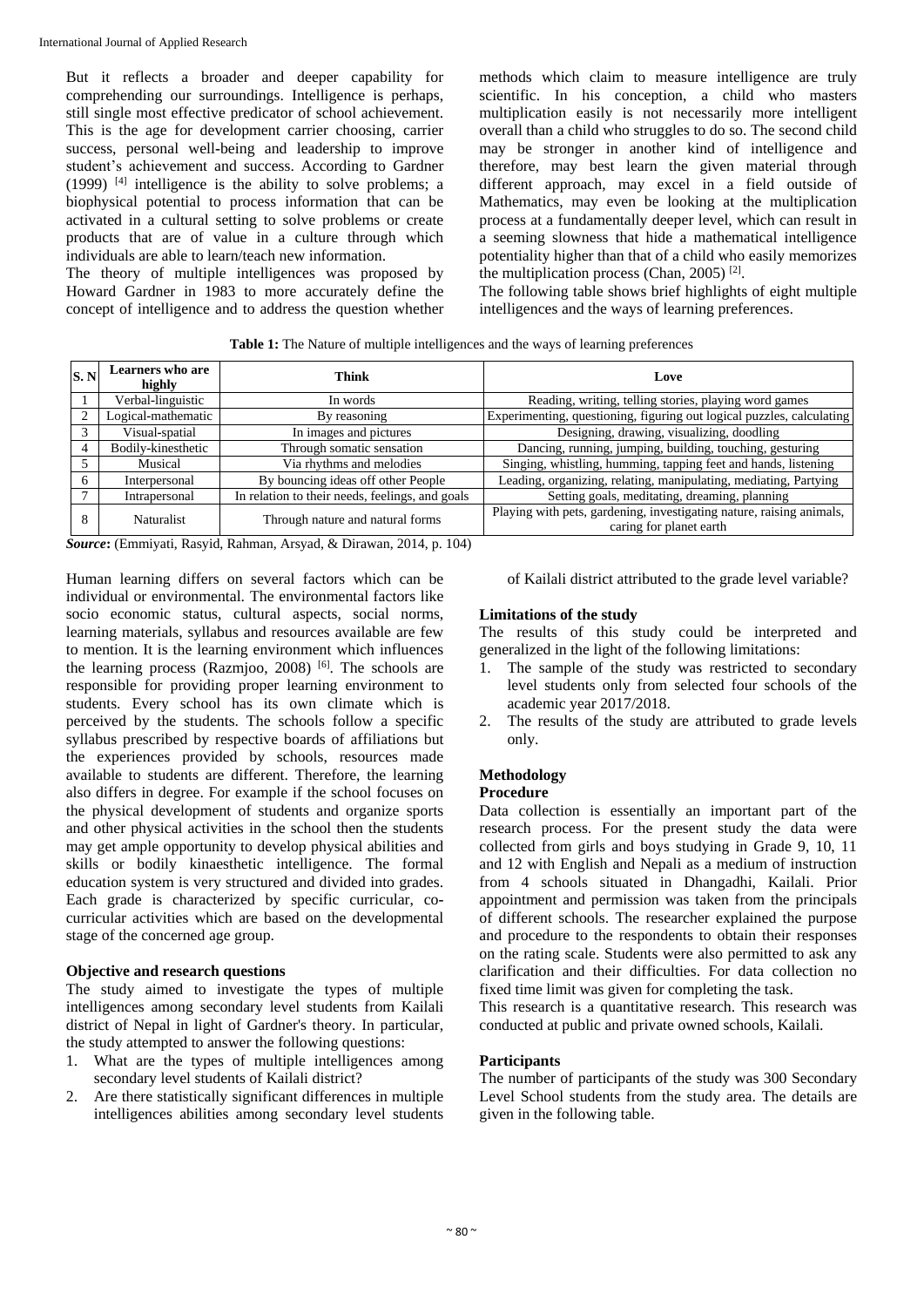But it reflects a broader and deeper capability for comprehending our surroundings. Intelligence is perhaps, still single most effective predicator of school achievement. This is the age for development carrier choosing, carrier success, personal well-being and leadership to improve student's achievement and success. According to Gardner (1999) [4] intelligence is the ability to solve problems; a biophysical potential to process information that can be activated in a cultural setting to solve problems or create products that are of value in a culture through which individuals are able to learn/teach new information.

The theory of multiple intelligences was proposed by Howard Gardner in 1983 to more accurately define the concept of intelligence and to address the question whether methods which claim to measure intelligence are truly scientific. In his conception, a child who masters multiplication easily is not necessarily more intelligent overall than a child who struggles to do so. The second child may be stronger in another kind of intelligence and therefore, may best learn the given material through different approach, may excel in a field outside of Mathematics, may even be looking at the multiplication process at a fundamentally deeper level, which can result in a seeming slowness that hide a mathematical intelligence potentiality higher than that of a child who easily memorizes the multiplication process (Chan, 2005) [2].

The following table shows brief highlights of eight multiple intelligences and the ways of learning preferences.

**Table 1:** The Nature of multiple intelligences and the ways of learning preferences

| S. N | Learners who are highly | Think | Love |
|---|---|---|---|
| 1 | Verbal-linguistic | In words | Reading, writing, telling stories, playing word games |
| 2 | Logical-mathematic | By reasoning | Experimenting, questioning, figuring out logical puzzles, calculating |
| 3 | Visual-spatial | In images and pictures | Designing, drawing, visualizing, doodling |
| 4 | Bodily-kinesthetic | Through somatic sensation | Dancing, running, jumping, building, touching, gesturing |
| 5 | Musical | Via rhythms and melodies | Singing, whistling, humming, tapping feet and hands, listening |
| 6 | Interpersonal | By bouncing ideas off other People | Leading, organizing, relating, manipulating, mediating, Partying |
| 7 | Intrapersonal | In relation to their needs, feelings, and goals | Setting goals, meditating, dreaming, planning |
| 8 | Naturalist | Through nature and natural forms | Playing with pets, gardening, investigating nature, raising animals, caring for planet earth |

***Source*:** (Emmiyati, Rasyid, Rahman, Arsyad, & Dirawan, 2014, p. 104)

Human learning differs on several factors which can be individual or environmental. The environmental factors like socio economic status, cultural aspects, social norms, learning materials, syllabus and resources available are few to mention. It is the learning environment which influences the learning process (Razmjoo, 2008) [6]. The schools are responsible for providing proper learning environment to students. Every school has its own climate which is perceived by the students. The schools follow a specific syllabus prescribed by respective boards of affiliations but the experiences provided by schools, resources made available to students are different. Therefore, the learning also differs in degree. For example if the school focuses on the physical development of students and organize sports and other physical activities in the school then the students may get ample opportunity to develop physical abilities and skills or bodily kinaesthetic intelligence. The formal education system is very structured and divided into grades. Each grade is characterized by specific curricular, co-curricular activities which are based on the developmental stage of the concerned age group.

### Objective and research questions

The study aimed to investigate the types of multiple intelligences among secondary level students from Kailali district of Nepal in light of Gardner's theory. In particular, the study attempted to answer the following questions:

1. What are the types of multiple intelligences among secondary level students of Kailali district?
2. Are there statistically significant differences in multiple intelligences abilities among secondary level students of Kailali district attributed to the grade level variable?

### Limitations of the study

The results of this study could be interpreted and generalized in the light of the following limitations:

1. The sample of the study was restricted to secondary level students only from selected four schools of the academic year 2017/2018.
2. The results of the study are attributed to grade levels only.

## Methodology

### Procedure

Data collection is essentially an important part of the research process. For the present study the data were collected from girls and boys studying in Grade 9, 10, 11 and 12 with English and Nepali as a medium of instruction from 4 schools situated in Dhangadhi, Kailali. Prior appointment and permission was taken from the principals of different schools. The researcher explained the purpose and procedure to the respondents to obtain their responses on the rating scale. Students were also permitted to ask any clarification and their difficulties. For data collection no fixed time limit was given for completing the task.

This research is a quantitative research. This research was conducted at public and private owned schools, Kailali.

### Participants

The number of participants of the study was 300 Secondary Level School students from the study area. The details are given in the following table.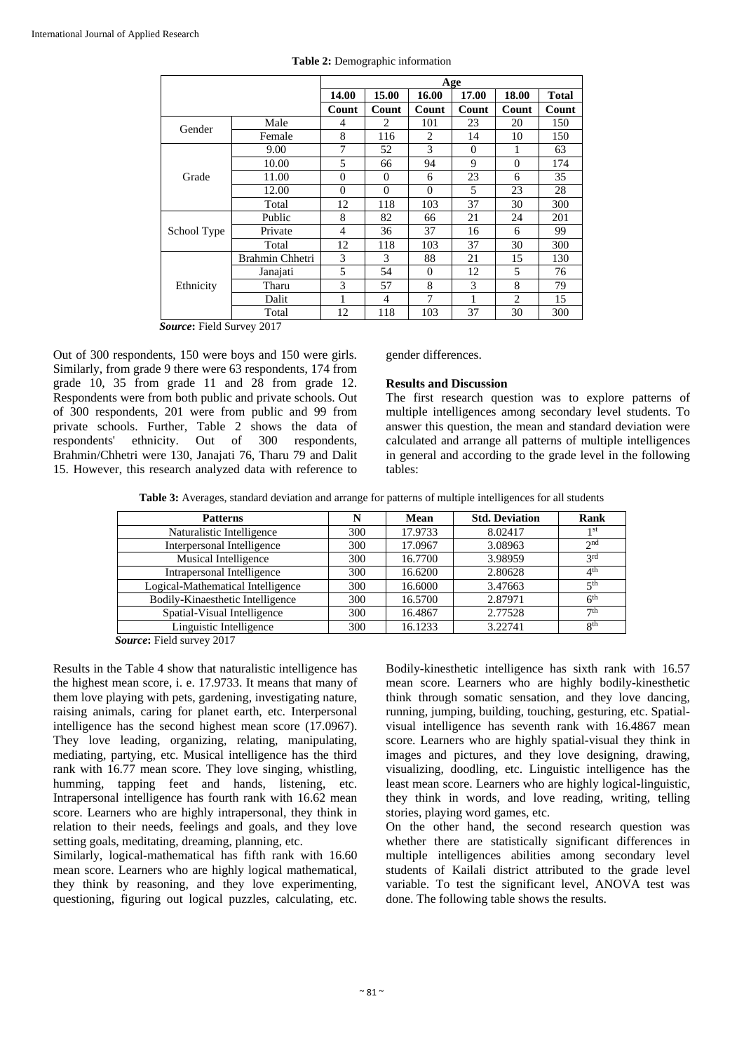**Table 2:** Demographic information

| | | Age | | | | | |
|---|---|---|---|---|---|---|---|
| | | 14.00 | 15.00 | 16.00 | 17.00 | 18.00 | Total |
| | | Count | Count | Count | Count | Count | Count |
| Gender | Male | 4 | 2 | 101 | 23 | 20 | 150 |
| | Female | 8 | 116 | 2 | 14 | 10 | 150 |
| Grade | 9.00 | 7 | 52 | 3 | 0 | 1 | 63 |
| | 10.00 | 5 | 66 | 94 | 9 | 0 | 174 |
| | 11.00 | 0 | 0 | 6 | 23 | 6 | 35 |
| | 12.00 | 0 | 0 | 0 | 5 | 23 | 28 |
| | Total | 12 | 118 | 103 | 37 | 30 | 300 |
| School Type | Public | 8 | 82 | 66 | 21 | 24 | 201 |
| | Private | 4 | 36 | 37 | 16 | 6 | 99 |
| | Total | 12 | 118 | 103 | 37 | 30 | 300 |
| Ethnicity | Brahmin Chhetri | 3 | 3 | 88 | 21 | 15 | 130 |
| | Janajati | 5 | 54 | 0 | 12 | 5 | 76 |
| | Tharu | 3 | 57 | 8 | 3 | 8 | 79 |
| | Dalit | 1 | 4 | 7 | 1 | 2 | 15 |
| | Total | 12 | 118 | 103 | 37 | 30 | 300 |

***Source*:** Field Survey 2017

Out of 300 respondents, 150 were boys and 150 were girls. Similarly, from grade 9 there were 63 respondents, 174 from grade 10, 35 from grade 11 and 28 from grade 12. Respondents were from both public and private schools. Out of 300 respondents, 201 were from public and 99 from private schools. Further, Table 2 shows the data of respondents' ethnicity. Out of 300 respondents, Brahmin/Chhetri were 130, Janajati 76, Tharu 79 and Dalit 15. However, this research analyzed data with reference to gender differences.

## Results and Discussion

The first research question was to explore patterns of multiple intelligences among secondary level students. To answer this question, the mean and standard deviation were calculated and arrange all patterns of multiple intelligences in general and according to the grade level in the following tables:

**Table 3:** Averages, standard deviation and arrange for patterns of multiple intelligences for all students

| Patterns | N | Mean | Std. Deviation | Rank |
|---|---|---|---|---|
| Naturalistic Intelligence | 300 | 17.9733 | 8.02417 | 1st |
| Interpersonal Intelligence | 300 | 17.0967 | 3.08963 | 2nd |
| Musical Intelligence | 300 | 16.7700 | 3.98959 | 3rd |
| Intrapersonal Intelligence | 300 | 16.6200 | 2.80628 | 4th |
| Logical-Mathematical Intelligence | 300 | 16.6000 | 3.47663 | 5th |
| Bodily-Kinaesthetic Intelligence | 300 | 16.5700 | 2.87971 | 6th |
| Spatial-Visual Intelligence | 300 | 16.4867 | 2.77528 | 7th |
| Linguistic Intelligence | 300 | 16.1233 | 3.22741 | 8th |

***Source*:** Field survey 2017

Results in the Table 4 show that naturalistic intelligence has the highest mean score, i. e. 17.9733. It means that many of them love playing with pets, gardening, investigating nature, raising animals, caring for planet earth, etc. Interpersonal intelligence has the second highest mean score (17.0967). They love leading, organizing, relating, manipulating, mediating, partying, etc. Musical intelligence has the third rank with 16.77 mean score. They love singing, whistling, humming, tapping feet and hands, listening, etc. Intrapersonal intelligence has fourth rank with 16.62 mean score. Learners who are highly intrapersonal, they think in relation to their needs, feelings and goals, and they love setting goals, meditating, dreaming, planning, etc.

Similarly, logical-mathematical has fifth rank with 16.60 mean score. Learners who are highly logical mathematical, they think by reasoning, and they love experimenting, questioning, figuring out logical puzzles, calculating, etc. Bodily-kinesthetic intelligence has sixth rank with 16.57 mean score. Learners who are highly bodily-kinesthetic think through somatic sensation, and they love dancing, running, jumping, building, touching, gesturing, etc. Spatial-visual intelligence has seventh rank with 16.4867 mean score. Learners who are highly spatial-visual they think in images and pictures, and they love designing, drawing, visualizing, doodling, etc. Linguistic intelligence has the least mean score. Learners who are highly logical-linguistic, they think in words, and love reading, writing, telling stories, playing word games, etc.

On the other hand, the second research question was whether there are statistically significant differences in multiple intelligences abilities among secondary level students of Kailali district attributed to the grade level variable. To test the significant level, ANOVA test was done. The following table shows the results.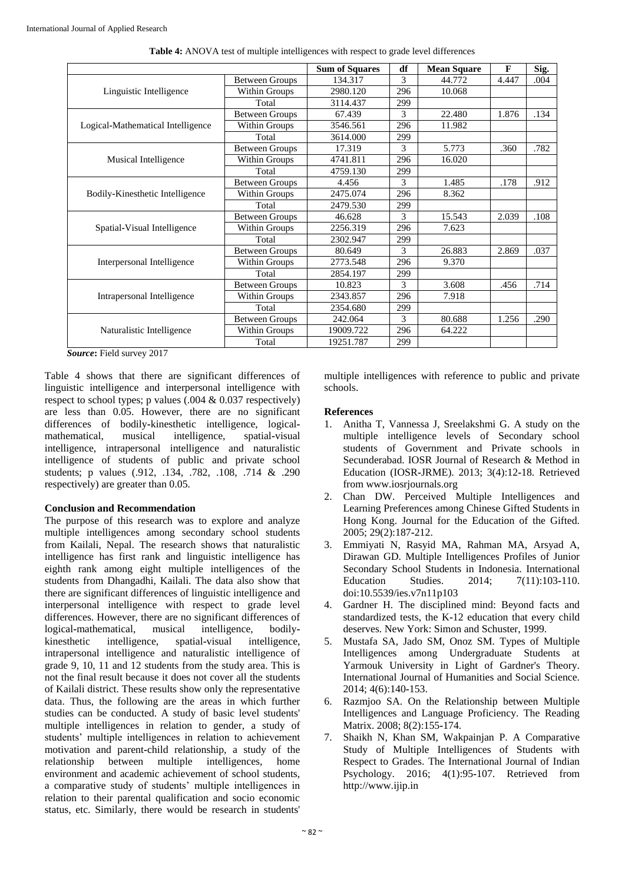**Table 4:** ANOVA test of multiple intelligences with respect to grade level differences

| | | Sum of Squares | df | Mean Square | F | Sig. |
|---|---|---|---|---|---|---|
| Linguistic Intelligence | Between Groups | 134.317 | 3 | 44.772 | 4.447 | .004 |
| | Within Groups | 2980.120 | 296 | 10.068 | | |
| | Total | 3114.437 | 299 | | | |
| Logical-Mathematical Intelligence | Between Groups | 67.439 | 3 | 22.480 | 1.876 | .134 |
| | Within Groups | 3546.561 | 296 | 11.982 | | |
| | Total | 3614.000 | 299 | | | |
| Musical Intelligence | Between Groups | 17.319 | 3 | 5.773 | .360 | .782 |
| | Within Groups | 4741.811 | 296 | 16.020 | | |
| | Total | 4759.130 | 299 | | | |
| Bodily-Kinesthetic Intelligence | Between Groups | 4.456 | 3 | 1.485 | .178 | .912 |
| | Within Groups | 2475.074 | 296 | 8.362 | | |
| | Total | 2479.530 | 299 | | | |
| Spatial-Visual Intelligence | Between Groups | 46.628 | 3 | 15.543 | 2.039 | .108 |
| | Within Groups | 2256.319 | 296 | 7.623 | | |
| | Total | 2302.947 | 299 | | | |
| Interpersonal Intelligence | Between Groups | 80.649 | 3 | 26.883 | 2.869 | .037 |
| | Within Groups | 2773.548 | 296 | 9.370 | | |
| | Total | 2854.197 | 299 | | | |
| Intrapersonal Intelligence | Between Groups | 10.823 | 3 | 3.608 | .456 | .714 |
| | Within Groups | 2343.857 | 296 | 7.918 | | |
| | Total | 2354.680 | 299 | | | |
| Naturalistic Intelligence | Between Groups | 242.064 | 3 | 80.688 | 1.256 | .290 |
| | Within Groups | 19009.722 | 296 | 64.222 | | |
| | Total | 19251.787 | 299 | | | |

***Source*:** Field survey 2017

Table 4 shows that there are significant differences of linguistic intelligence and interpersonal intelligence with respect to school types; p values (.004 & 0.037 respectively) are less than 0.05. However, there are no significant differences of bodily-kinesthetic intelligence, logical-mathematical, musical intelligence, spatial-visual intelligence, intrapersonal intelligence and naturalistic intelligence of students of public and private school students; p values (.912, .134, .782, .108, .714 & .290 respectively) are greater than 0.05.

### Conclusion and Recommendation

The purpose of this research was to explore and analyze multiple intelligences among secondary school students from Kailali, Nepal. The research shows that naturalistic intelligence has first rank and linguistic intelligence has eighth rank among eight multiple intelligences of the students from Dhangadhi, Kailali. The data also show that there are significant differences of linguistic intelligence and interpersonal intelligence with respect to grade level differences. However, there are no significant differences of logical-mathematical, musical intelligence, bodily-kinesthetic intelligence, spatial-visual intelligence, intrapersonal intelligence and naturalistic intelligence of grade 9, 10, 11 and 12 students from the study area. This is not the final result because it does not cover all the students of Kailali district. These results show only the representative data. Thus, the following are the areas in which further studies can be conducted. A study of basic level students' multiple intelligences in relation to gender, a study of students' multiple intelligences in relation to achievement motivation and parent-child relationship, a study of the relationship between multiple intelligences, home environment and academic achievement of school students, a comparative study of students' multiple intelligences in relation to their parental qualification and socio economic status, etc. Similarly, there would be research in students' multiple intelligences with reference to public and private schools.

### References

1. Anitha T, Vannessa J, Sreelakshmi G. A study on the multiple intelligence levels of Secondary school students of Government and Private schools in Secunderabad. IOSR Journal of Research & Method in Education (IOSR-JRME). 2013; 3(4):12-18. Retrieved from www.iosrjournals.org
2. Chan DW. Perceived Multiple Intelligences and Learning Preferences among Chinese Gifted Students in Hong Kong. Journal for the Education of the Gifted. 2005; 29(2):187-212.
3. Emmiyati N, Rasyid MA, Rahman MA, Arsyad A, Dirawan GD. Multiple Intelligences Profiles of Junior Secondary School Students in Indonesia. International Education Studies. 2014; 7(11):103-110. doi:10.5539/ies.v7n11p103
4. Gardner H. The disciplined mind: Beyond facts and standardized tests, the K-12 education that every child deserves. New York: Simon and Schuster, 1999.
5. Mustafa SA, Jado SM, Onoz SM. Types of Multiple Intelligences among Undergraduate Students at Yarmouk University in Light of Gardner's Theory. International Journal of Humanities and Social Science. 2014; 4(6):140-153.
6. Razmjoo SA. On the Relationship between Multiple Intelligences and Language Proficiency. The Reading Matrix. 2008; 8(2):155-174.
7. Shaikh N, Khan SM, Wakpainjan P. A Comparative Study of Multiple Intelligences of Students with Respect to Grades. The International Journal of Indian Psychology. 2016; 4(1):95-107. Retrieved from http://www.ijip.in